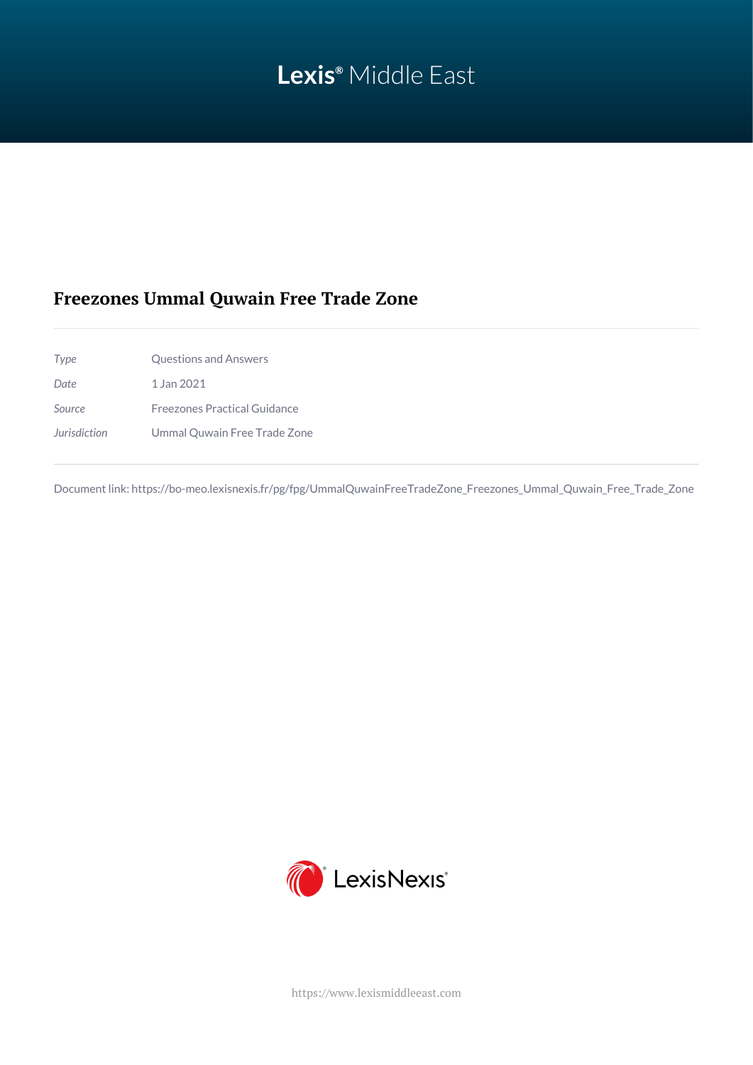Lexis® Middle East

# Freezones Ummal Quwain Free Trade Zone

| | |
|---|---|
| *Type* | Questions and Answers |
| *Date* | 1 Jan 2021 |
| *Source* | Freezones Practical Guidance |
| *Jurisdiction* | Ummal Quwain Free Trade Zone |

Document link: https://bo-meo.lexisnexis.fr/pg/fpg/UmmalQuwainFreeTradeZone_Freezones_Ummal_Quwain_Free_Trade_Zone

LexisNexis®

https://www.lexismiddleeast.com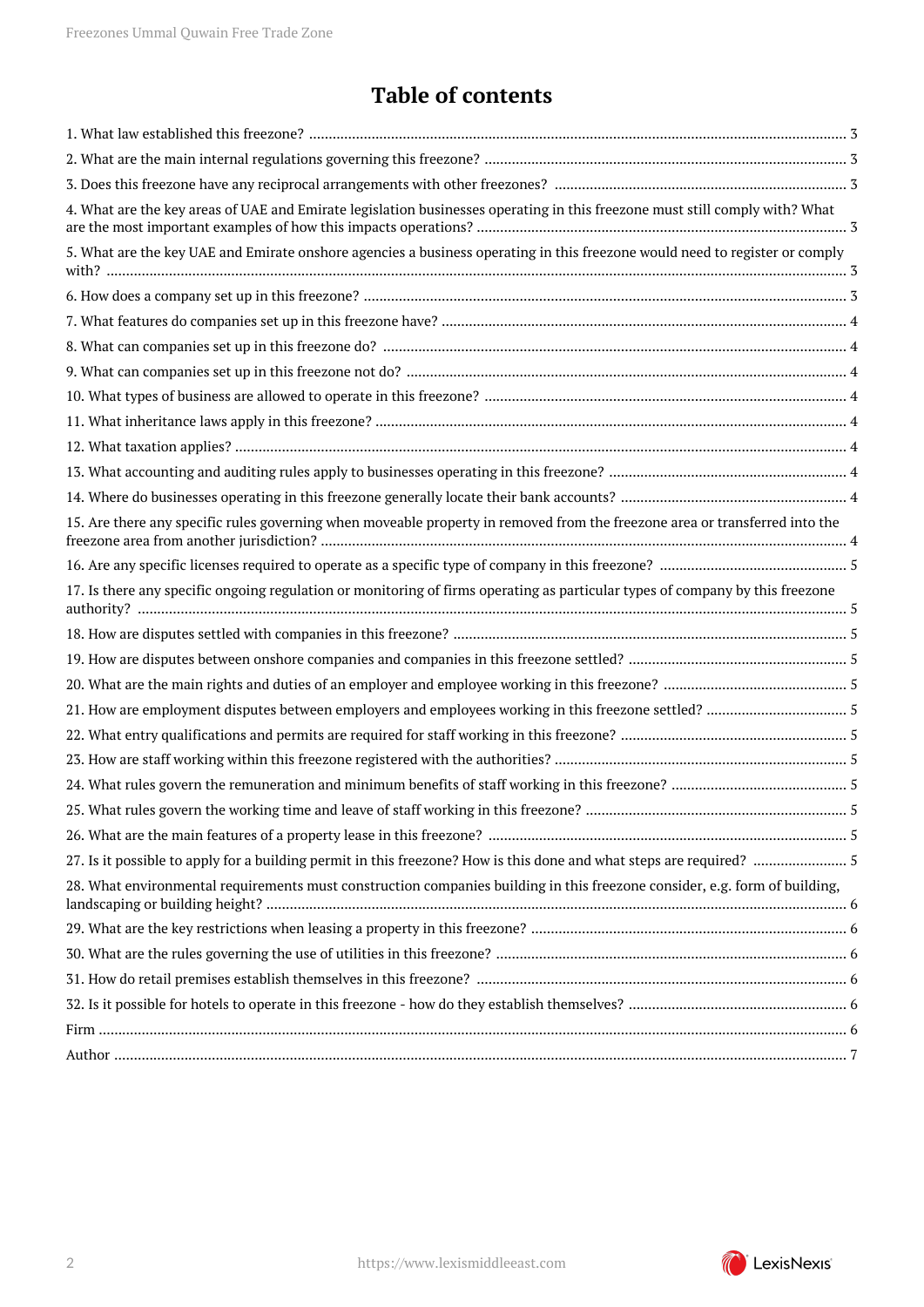# Table of contents

1. What law established this freezone? ... 3
2. What are the main internal regulations governing this freezone? ... 3
3. Does this freezone have any reciprocal arrangements with other freezones? ... 3
4. What are the key areas of UAE and Emirate legislation businesses operating in this freezone must still comply with? What are the most important examples of how this impacts operations? ... 3
5. What are the key UAE and Emirate onshore agencies a business operating in this freezone would need to register or comply with? ... 3
6. How does a company set up in this freezone? ... 3
7. What features do companies set up in this freezone have? ... 4
8. What can companies set up in this freezone do? ... 4
9. What can companies set up in this freezone not do? ... 4
10. What types of business are allowed to operate in this freezone? ... 4
11. What inheritance laws apply in this freezone? ... 4
12. What taxation applies? ... 4
13. What accounting and auditing rules apply to businesses operating in this freezone? ... 4
14. Where do businesses operating in this freezone generally locate their bank accounts? ... 4
15. Are there any specific rules governing when moveable property in removed from the freezone area or transferred into the freezone area from another jurisdiction? ... 4
16. Are any specific licenses required to operate as a specific type of company in this freezone? ... 5
17. Is there any specific ongoing regulation or monitoring of firms operating as particular types of company by this freezone authority? ... 5
18. How are disputes settled with companies in this freezone? ... 5
19. How are disputes between onshore companies and companies in this freezone settled? ... 5
20. What are the main rights and duties of an employer and employee working in this freezone? ... 5
21. How are employment disputes between employers and employees working in this freezone settled? ... 5
22. What entry qualifications and permits are required for staff working in this freezone? ... 5
23. How are staff working within this freezone registered with the authorities? ... 5
24. What rules govern the remuneration and minimum benefits of staff working in this freezone? ... 5
25. What rules govern the working time and leave of staff working in this freezone? ... 5
26. What are the main features of a property lease in this freezone? ... 5
27. Is it possible to apply for a building permit in this freezone? How is this done and what steps are required? ... 5
28. What environmental requirements must construction companies building in this freezone consider, e.g. form of building, landscaping or building height? ... 6
29. What are the key restrictions when leasing a property in this freezone? ... 6
30. What are the rules governing the use of utilities in this freezone? ... 6
31. How do retail premises establish themselves in this freezone? ... 6
32. Is it possible for hotels to operate in this freezone - how do they establish themselves? ... 6

Firm ... 6

Author ... 7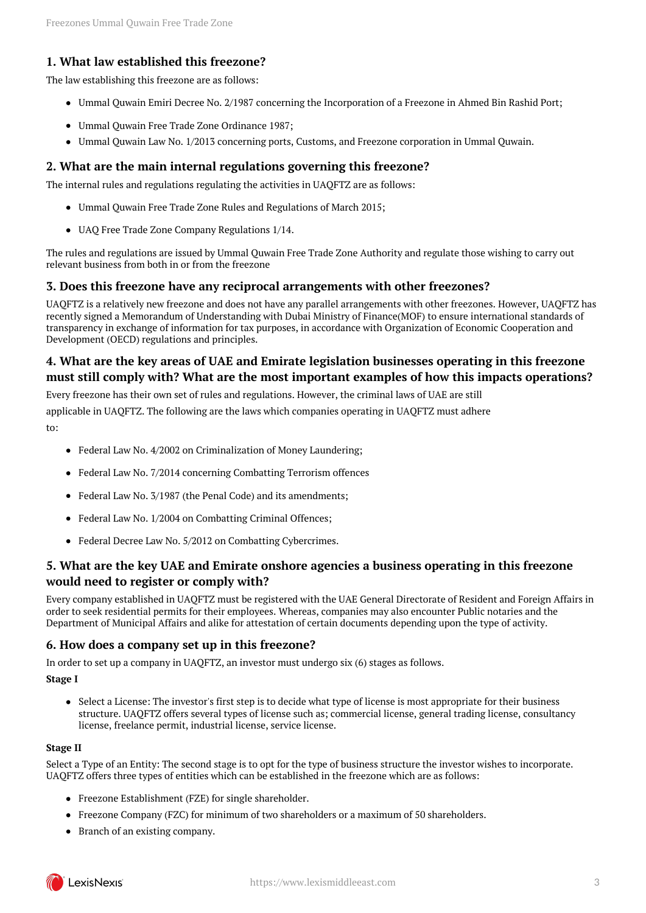### 1. What law established this freezone?

The law establishing this freezone are as follows:

- Ummal Quwain Emiri Decree No. 2/1987 concerning the Incorporation of a Freezone in Ahmed Bin Rashid Port;
- Ummal Quwain Free Trade Zone Ordinance 1987;
- Ummal Quwain Law No. 1/2013 concerning ports, Customs, and Freezone corporation in Ummal Quwain.

### 2. What are the main internal regulations governing this freezone?

The internal rules and regulations regulating the activities in UAQFTZ are as follows:

- Ummal Quwain Free Trade Zone Rules and Regulations of March 2015;
- UAQ Free Trade Zone Company Regulations 1/14.

The rules and regulations are issued by Ummal Quwain Free Trade Zone Authority and regulate those wishing to carry out relevant business from both in or from the freezone

### 3. Does this freezone have any reciprocal arrangements with other freezones?

UAQFTZ is a relatively new freezone and does not have any parallel arrangements with other freezones. However, UAQFTZ has recently signed a Memorandum of Understanding with Dubai Ministry of Finance(MOF) to ensure international standards of transparency in exchange of information for tax purposes, in accordance with Organization of Economic Cooperation and Development (OECD) regulations and principles.

### 4. What are the key areas of UAE and Emirate legislation businesses operating in this freezone must still comply with? What are the most important examples of how this impacts operations?

Every freezone has their own set of rules and regulations. However, the criminal laws of UAE are still applicable in UAQFTZ. The following are the laws which companies operating in UAQFTZ must adhere to:

- Federal Law No. 4/2002 on Criminalization of Money Laundering;
- Federal Law No. 7/2014 concerning Combatting Terrorism offences
- Federal Law No. 3/1987 (the Penal Code) and its amendments;
- Federal Law No. 1/2004 on Combatting Criminal Offences;
- Federal Decree Law No. 5/2012 on Combatting Cybercrimes.

### 5. What are the key UAE and Emirate onshore agencies a business operating in this freezone would need to register or comply with?

Every company established in UAQFTZ must be registered with the UAE General Directorate of Resident and Foreign Affairs in order to seek residential permits for their employees. Whereas, companies may also encounter Public notaries and the Department of Municipal Affairs and alike for attestation of certain documents depending upon the type of activity.

### 6. How does a company set up in this freezone?

In order to set up a company in UAQFTZ, an investor must undergo six (6) stages as follows.

**Stage I**

- Select a License: The investor's first step is to decide what type of license is most appropriate for their business structure. UAQFTZ offers several types of license such as; commercial license, general trading license, consultancy license, freelance permit, industrial license, service license.

**Stage II**

Select a Type of an Entity: The second stage is to opt for the type of business structure the investor wishes to incorporate. UAQFTZ offers three types of entities which can be established in the freezone which are as follows:

- Freezone Establishment (FZE) for single shareholder.
- Freezone Company (FZC) for minimum of two shareholders or a maximum of 50 shareholders.
- Branch of an existing company.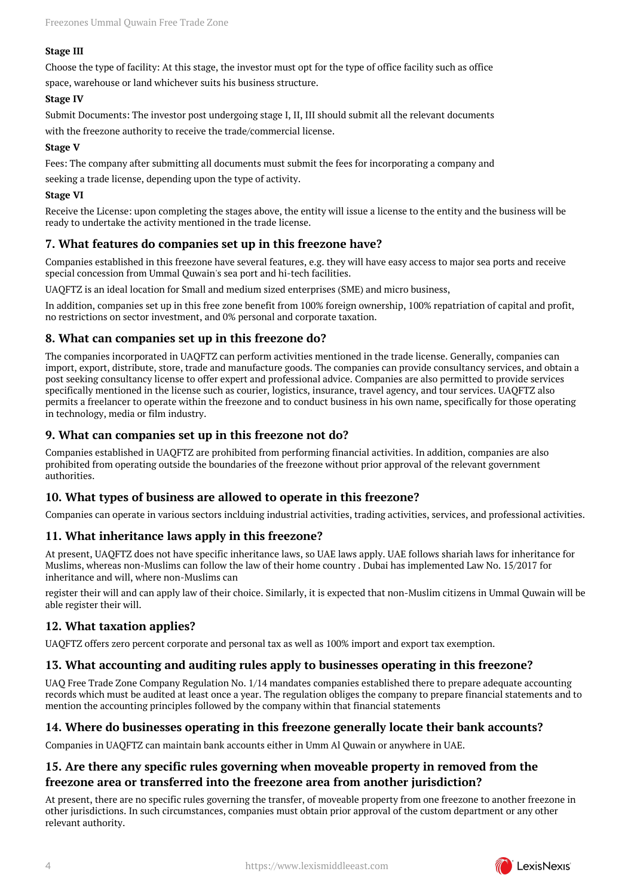**Stage III**

Choose the type of facility: At this stage, the investor must opt for the type of office facility such as office space, warehouse or land whichever suits his business structure.

**Stage IV**

Submit Documents: The investor post undergoing stage I, II, III should submit all the relevant documents with the freezone authority to receive the trade/commercial license.

**Stage V**

Fees: The company after submitting all documents must submit the fees for incorporating a company and seeking a trade license, depending upon the type of activity.

**Stage VI**

Receive the License: upon completing the stages above, the entity will issue a license to the entity and the business will be ready to undertake the activity mentioned in the trade license.

## 7. What features do companies set up in this freezone have?

Companies established in this freezone have several features, e.g. they will have easy access to major sea ports and receive special concession from Ummal Quwain's sea port and hi-tech facilities.

UAQFTZ is an ideal location for Small and medium sized enterprises (SME) and micro business,

In addition, companies set up in this free zone benefit from 100% foreign ownership, 100% repatriation of capital and profit, no restrictions on sector investment, and 0% personal and corporate taxation.

## 8. What can companies set up in this freezone do?

The companies incorporated in UAQFTZ can perform activities mentioned in the trade license. Generally, companies can import, export, distribute, store, trade and manufacture goods. The companies can provide consultancy services, and obtain a post seeking consultancy license to offer expert and professional advice. Companies are also permitted to provide services specifically mentioned in the license such as courier, logistics, insurance, travel agency, and tour services. UAQFTZ also permits a freelancer to operate within the freezone and to conduct business in his own name, specifically for those operating in technology, media or film industry.

## 9. What can companies set up in this freezone not do?

Companies established in UAQFTZ are prohibited from performing financial activities. In addition, companies are also prohibited from operating outside the boundaries of the freezone without prior approval of the relevant government authorities.

## 10. What types of business are allowed to operate in this freezone?

Companies can operate in various sectors inclduing industrial activities, trading activities, services, and professional activities.

## 11. What inheritance laws apply in this freezone?

At present, UAQFTZ does not have specific inheritance laws, so UAE laws apply. UAE follows shariah laws for inheritance for Muslims, whereas non-Muslims can follow the law of their home country . Dubai has implemented Law No. 15/2017 for inheritance and will, where non-Muslims can

register their will and can apply law of their choice. Similarly, it is expected that non-Muslim citizens in Ummal Quwain will be able register their will.

## 12. What taxation applies?

UAQFTZ offers zero percent corporate and personal tax as well as 100% import and export tax exemption.

## 13. What accounting and auditing rules apply to businesses operating in this freezone?

UAQ Free Trade Zone Company Regulation No. 1/14 mandates companies established there to prepare adequate accounting records which must be audited at least once a year. The regulation obliges the company to prepare financial statements and to mention the accounting principles followed by the company within that financial statements

## 14. Where do businesses operating in this freezone generally locate their bank accounts?

Companies in UAQFTZ can maintain bank accounts either in Umm Al Quwain or anywhere in UAE.

## 15. Are there any specific rules governing when moveable property in removed from the freezone area or transferred into the freezone area from another jurisdiction?

At present, there are no specific rules governing the transfer, of moveable property from one freezone to another freezone in other jurisdictions. In such circumstances, companies must obtain prior approval of the custom department or any other relevant authority.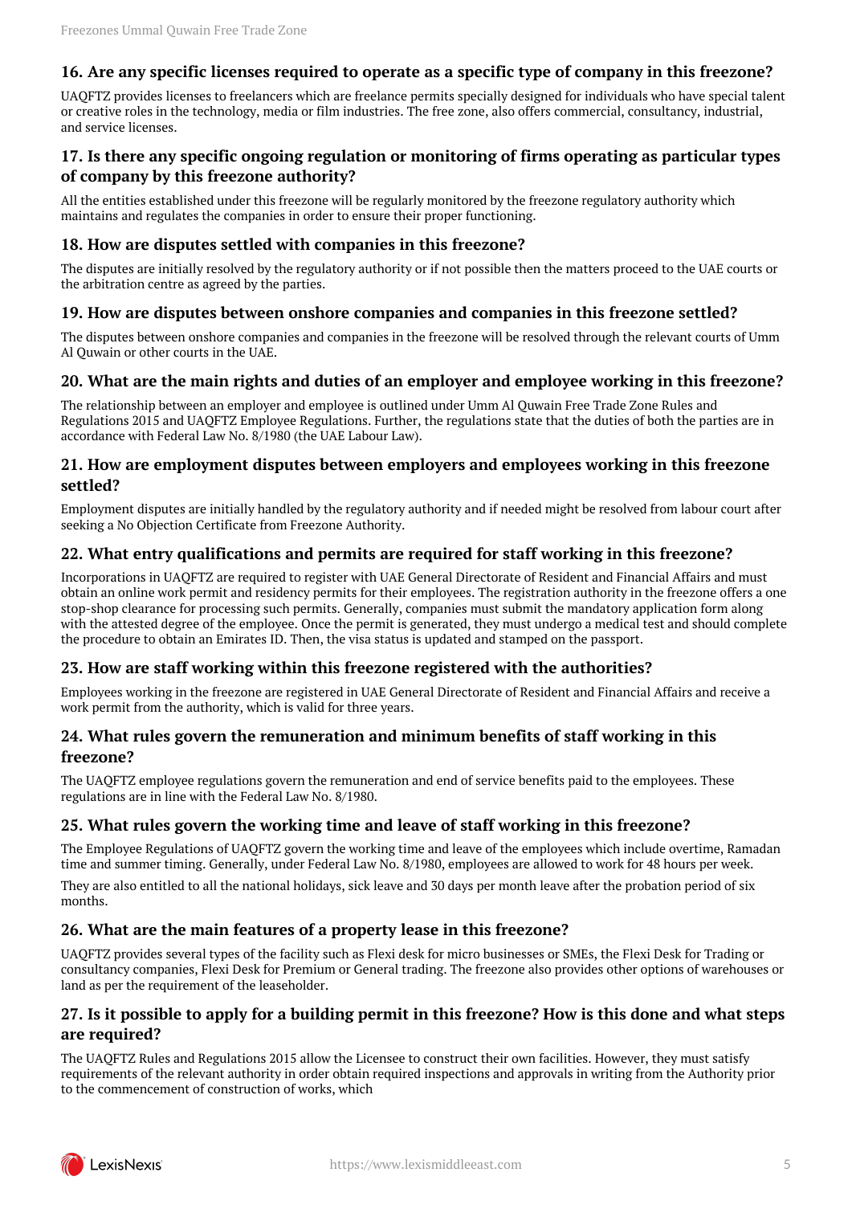### 16. Are any specific licenses required to operate as a specific type of company in this freezone?

UAQFTZ provides licenses to freelancers which are freelance permits specially designed for individuals who have special talent or creative roles in the technology, media or film industries. The free zone, also offers commercial, consultancy, industrial, and service licenses.

### 17. Is there any specific ongoing regulation or monitoring of firms operating as particular types of company by this freezone authority?

All the entities established under this freezone will be regularly monitored by the freezone regulatory authority which maintains and regulates the companies in order to ensure their proper functioning.

### 18. How are disputes settled with companies in this freezone?

The disputes are initially resolved by the regulatory authority or if not possible then the matters proceed to the UAE courts or the arbitration centre as agreed by the parties.

### 19. How are disputes between onshore companies and companies in this freezone settled?

The disputes between onshore companies and companies in the freezone will be resolved through the relevant courts of Umm Al Quwain or other courts in the UAE.

### 20. What are the main rights and duties of an employer and employee working in this freezone?

The relationship between an employer and employee is outlined under Umm Al Quwain Free Trade Zone Rules and Regulations 2015 and UAQFTZ Employee Regulations. Further, the regulations state that the duties of both the parties are in accordance with Federal Law No. 8/1980 (the UAE Labour Law).

### 21. How are employment disputes between employers and employees working in this freezone settled?

Employment disputes are initially handled by the regulatory authority and if needed might be resolved from labour court after seeking a No Objection Certificate from Freezone Authority.

### 22. What entry qualifications and permits are required for staff working in this freezone?

Incorporations in UAQFTZ are required to register with UAE General Directorate of Resident and Financial Affairs and must obtain an online work permit and residency permits for their employees. The registration authority in the freezone offers a one stop-shop clearance for processing such permits. Generally, companies must submit the mandatory application form along with the attested degree of the employee. Once the permit is generated, they must undergo a medical test and should complete the procedure to obtain an Emirates ID. Then, the visa status is updated and stamped on the passport.

### 23. How are staff working within this freezone registered with the authorities?

Employees working in the freezone are registered in UAE General Directorate of Resident and Financial Affairs and receive a work permit from the authority, which is valid for three years.

### 24. What rules govern the remuneration and minimum benefits of staff working in this freezone?

The UAQFTZ employee regulations govern the remuneration and end of service benefits paid to the employees. These regulations are in line with the Federal Law No. 8/1980.

### 25. What rules govern the working time and leave of staff working in this freezone?

The Employee Regulations of UAQFTZ govern the working time and leave of the employees which include overtime, Ramadan time and summer timing. Generally, under Federal Law No. 8/1980, employees are allowed to work for 48 hours per week.

They are also entitled to all the national holidays, sick leave and 30 days per month leave after the probation period of six months.

### 26. What are the main features of a property lease in this freezone?

UAQFTZ provides several types of the facility such as Flexi desk for micro businesses or SMEs, the Flexi Desk for Trading or consultancy companies, Flexi Desk for Premium or General trading. The freezone also provides other options of warehouses or land as per the requirement of the leaseholder.

### 27. Is it possible to apply for a building permit in this freezone? How is this done and what steps are required?

The UAQFTZ Rules and Regulations 2015 allow the Licensee to construct their own facilities. However, they must satisfy requirements of the relevant authority in order obtain required inspections and approvals in writing from the Authority prior to the commencement of construction of works, which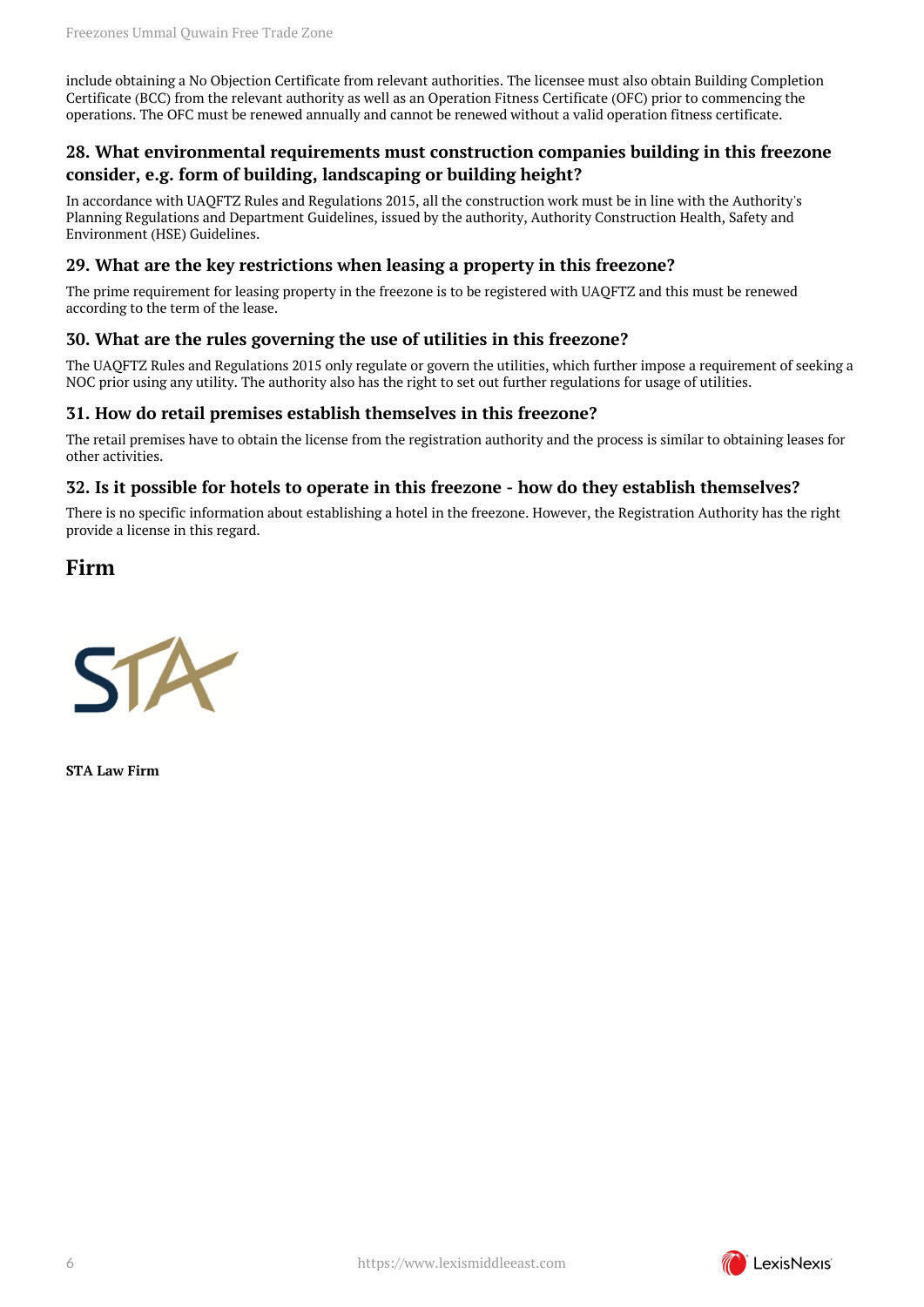include obtaining a No Objection Certificate from relevant authorities. The licensee must also obtain Building Completion Certificate (BCC) from the relevant authority as well as an Operation Fitness Certificate (OFC) prior to commencing the operations. The OFC must be renewed annually and cannot be renewed without a valid operation fitness certificate.

### 28. What environmental requirements must construction companies building in this freezone consider, e.g. form of building, landscaping or building height?

In accordance with UAQFTZ Rules and Regulations 2015, all the construction work must be in line with the Authority's Planning Regulations and Department Guidelines, issued by the authority, Authority Construction Health, Safety and Environment (HSE) Guidelines.

### 29. What are the key restrictions when leasing a property in this freezone?

The prime requirement for leasing property in the freezone is to be registered with UAQFTZ and this must be renewed according to the term of the lease.

### 30. What are the rules governing the use of utilities in this freezone?

The UAQFTZ Rules and Regulations 2015 only regulate or govern the utilities, which further impose a requirement of seeking a NOC prior using any utility. The authority also has the right to set out further regulations for usage of utilities.

### 31. How do retail premises establish themselves in this freezone?

The retail premises have to obtain the license from the registration authority and the process is similar to obtaining leases for other activities.

### 32. Is it possible for hotels to operate in this freezone - how do they establish themselves?

There is no specific information about establishing a hotel in the freezone. However, the Registration Authority has the right provide a license in this regard.

## Firm

**STA Law Firm**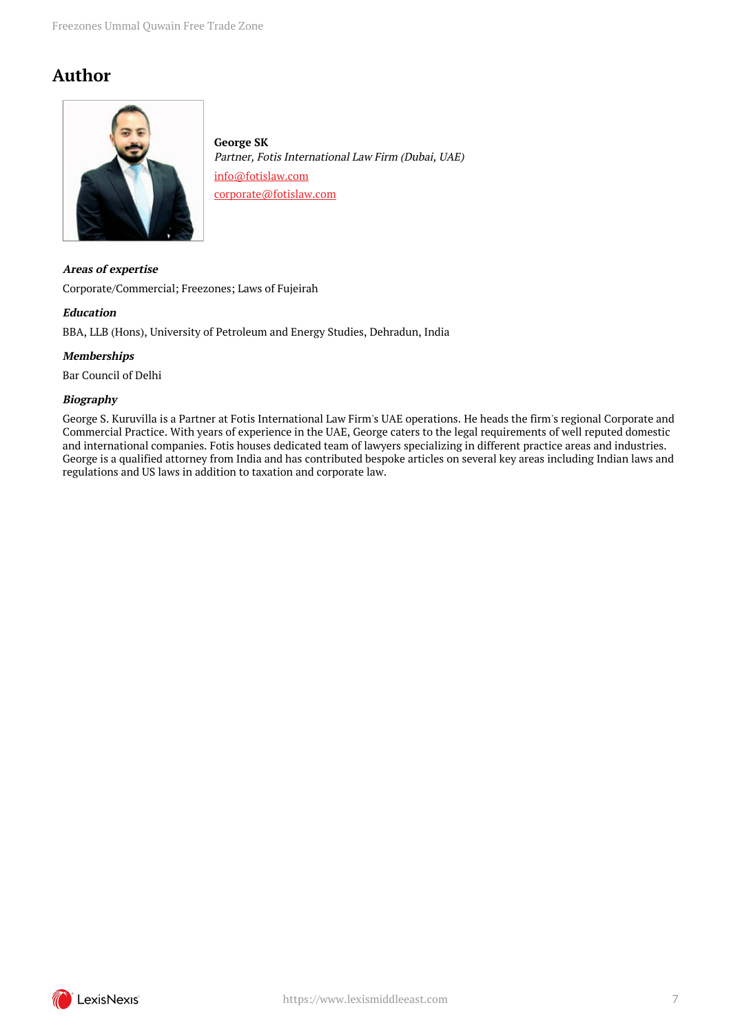# Author

**George SK**
*Partner, Fotis International Law Firm (Dubai, UAE)*
info@fotislaw.com
corporate@fotislaw.com

***Areas of expertise***

Corporate/Commercial; Freezones; Laws of Fujeirah

***Education***

BBA, LLB (Hons), University of Petroleum and Energy Studies, Dehradun, India

***Memberships***

Bar Council of Delhi

***Biography***

George S. Kuruvilla is a Partner at Fotis International Law Firm's UAE operations. He heads the firm's regional Corporate and Commercial Practice. With years of experience in the UAE, George caters to the legal requirements of well reputed domestic and international companies. Fotis houses dedicated team of lawyers specializing in different practice areas and industries. George is a qualified attorney from India and has contributed bespoke articles on several key areas including Indian laws and regulations and US laws in addition to taxation and corporate law.